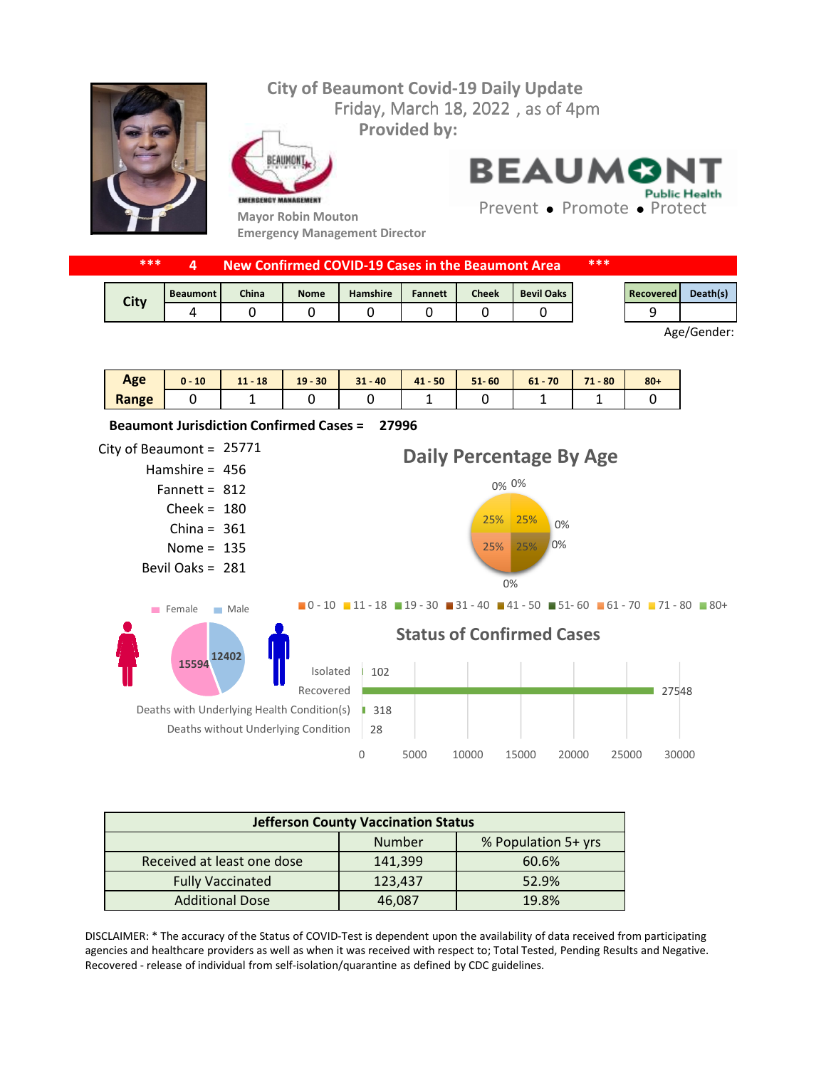# City of Beaumont Covid-19 Daily Update

Friday, March 18, 2022 , as of 4pm

**Provided by:**

Mayor Robin Mouton
Emergency Management Director

BEAUMONT Public Health
Prevent • Promote • Protect

## *** 4 New Confirmed COVID-19 Cases in the Beaumont Area ***

| City | Beaumont | China | Nome | Hamshire | Fannett | Cheek | Bevil Oaks |
|---|---|---|---|---|---|---|---|
| | 4 | 0 | 0 | 0 | 0 | 0 | 0 |

| Recovered | Death(s) |
|---|---|
| 9 | |

Age/Gender:

| Age Range | 0 - 10 | 11 - 18 | 19 - 30 | 31 - 40 | 41 - 50 | 51- 60 | 61 - 70 | 71 - 80 | 80+ |
|---|---|---|---|---|---|---|---|---|---|
| | 0 | 1 | 0 | 0 | 1 | 0 | 1 | 1 | 0 |

**Beaumont Jurisdiction Confirmed Cases = 27996**

City of Beaumont = 25771
Hamshire = 456
Fannett = 812
Cheek = 180
China = 361
Nome = 135
Bevil Oaks = 281

## Daily Percentage By Age

0%, 0%, 25%, 25%, 0%, 0%, 25%, 25%, 0%

0 - 10 | 11 - 18 | 19 - 30 | 31 - 40 | 41 - 50 | 51- 60 | 61 - 70 | 71 - 80 | 80+

Female: 15594
Male: 12402

## Status of Confirmed Cases

| Status | Count |
|---|---|
| Isolated | 102 |
| Recovered | 27548 |
| Deaths with Underlying Health Condition(s) | 318 |
| Deaths without Underlying Condition | 28 |

| Jefferson County Vaccination Status | | |
|---|---|---|
| | Number | % Population 5+ yrs |
| Received at least one dose | 141,399 | 60.6% |
| Fully Vaccinated | 123,437 | 52.9% |
| Additional Dose | 46,087 | 19.8% |

DISCLAIMER: * The accuracy of the Status of COVID-Test is dependent upon the availability of data received from participating agencies and healthcare providers as well as when it was received with respect to; Total Tested, Pending Results and Negative. Recovered - release of individual from self-isolation/quarantine as defined by CDC guidelines.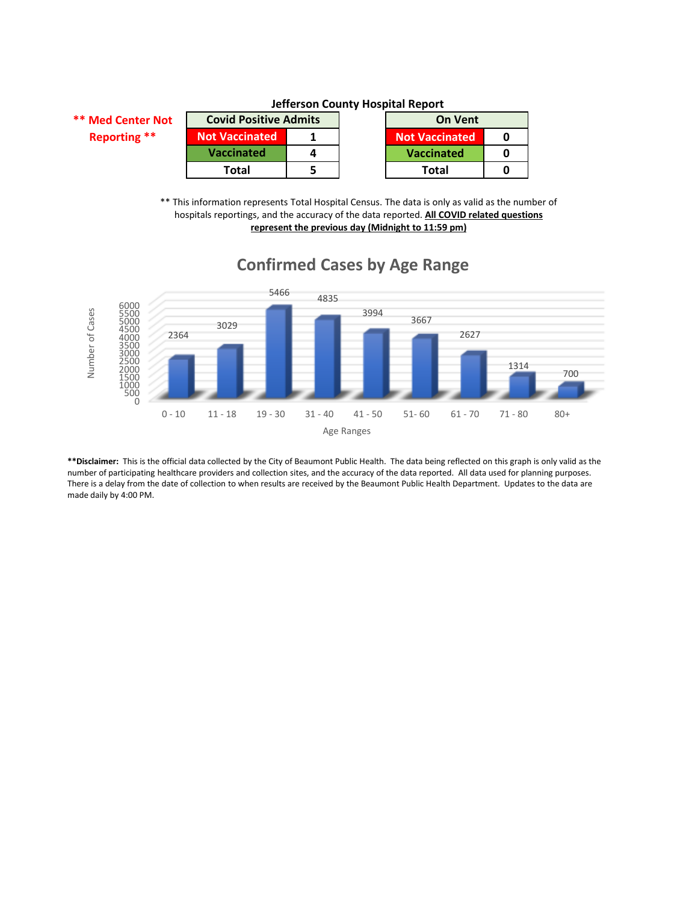## Jefferson County Hospital Report

**** Med Center Not Reporting ****

| Covid Positive Admits | |
|---|---|
| Not Vaccinated | 1 |
| Vaccinated | 4 |
| Total | 5 |

| On Vent | |
|---|---|
| Not Vaccinated | 0 |
| Vaccinated | 0 |
| Total | 0 |

** This information represents Total Hospital Census. The data is only as valid as the number of hospitals reportings, and the accuracy of the data reported. **All COVID related questions represent the previous day (Midnight to 11:59 pm)**

Confirmed Cases by Age Range

Number of Cases

6000
5500
5000
4500
4000
3500
3000
2500
2000
1500
1000
500
0

2364
3029
5466
4835
3994
3667
2627
1314
700

0 - 10
11 - 18
19 - 30
31 - 40
41 - 50
51- 60
61 - 70
71 - 80
80+

Age Ranges

****Disclaimer:** This is the official data collected by the City of Beaumont Public Health. The data being reflected on this graph is only valid as the number of participating healthcare providers and collection sites, and the accuracy of the data reported. All data used for planning purposes. There is a delay from the date of collection to when results are received by the Beaumont Public Health Department. Updates to the data are made daily by 4:00 PM.